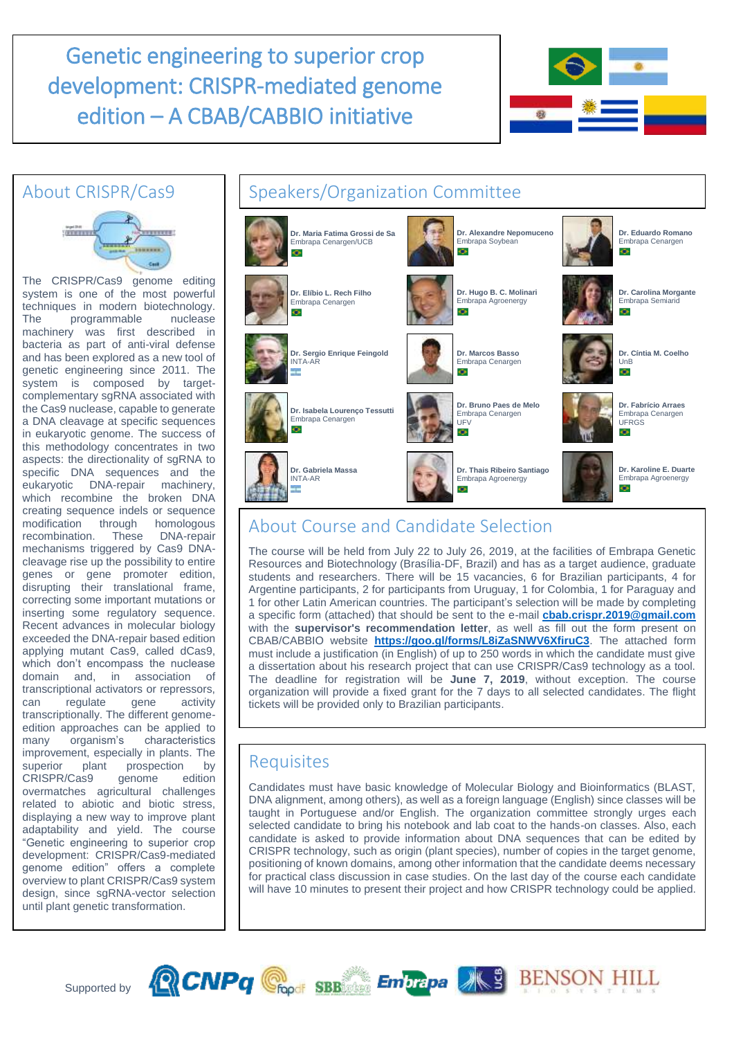# Genetic engineering to superior crop development: CRISPR-mediated genome edition – A CBAB/CABBIO initiative

## About CRISPR/Cas9

The CRISPR/Cas9 genome editing system is one of the most powerful techniques in modern biotechnology. The programmable nuclease machinery was first described in bacteria as part of anti-viral defense and has been explored as a new tool of genetic engineering since 2011. The system is composed by target-complementary sgRNA associated with the Cas9 nuclease, capable to generate a DNA cleavage at specific sequences in eukaryotic genome. The success of this methodology concentrates in two aspects: the directionality of sgRNA to specific DNA sequences and the eukaryotic DNA-repair machinery, which recombine the broken DNA creating sequence indels or sequence modification through homologous recombination. These DNA-repair mechanisms triggered by Cas9 DNA-cleavage rise up the possibility to entire genes or gene promoter edition, disrupting their translational frame, correcting some important mutations or inserting some regulatory sequence. Recent advances in molecular biology exceeded the DNA-repair based edition applying mutant Cas9, called dCas9, which don't encompass the nuclease domain and, in association of transcriptional activators or repressors, can regulate gene activity transcriptionally. The different genome-edition approaches can be applied to many organism's characteristics improvement, especially in plants. The superior plant prospection by CRISPR/Cas9 genome edition overmatches agricultural challenges related to abiotic and biotic stress, displaying a new way to improve plant adaptability and yield. The course "Genetic engineering to superior crop development: CRISPR/Cas9-mediated genome edition" offers a complete overview to plant CRISPR/Cas9 system design, since sgRNA-vector selection until plant genetic transformation.

## Speakers/Organization Committee

- **Dr. Maria Fatima Grossi de Sa** – Embrapa Cenargen/UCB
- **Dr. Alexandre Nepomuceno** – Embrapa Soybean
- **Dr. Eduardo Romano** – Embrapa Cenargen
- **Dr. Elíbio L. Rech Filho** – Embrapa Cenargen
- **Dr. Hugo B. C. Molinari** – Embrapa Agroenergy
- **Dr. Carolina Morgante** – Embrapa Semiarid
- **Dr. Sergio Enrique Feingold** – INTA-AR
- **Dr. Marcos Basso** – Embrapa Cenargen
- **Dr. Cíntia M. Coelho** – UnB
- **Dr. Isabela Lourenço Tessutti** – Embrapa Cenargen
- **Dr. Bruno Paes de Melo** – Embrapa Cenargen, UFV
- **Dr. Fabrício Arraes** – Embrapa Cenargen, UFRGS
- **Dr. Gabriela Massa** – INTA-AR
- **Dr. Thais Ribeiro Santiago** – Embrapa Agroenergy
- **Dr. Karoline E. Duarte** – Embrapa Agroenergy

## About Course and Candidate Selection

The course will be held from July 22 to July 26, 2019, at the facilities of Embrapa Genetic Resources and Biotechnology (Brasília-DF, Brazil) and has as a target audience, graduate students and researchers. There will be 15 vacancies, 6 for Brazilian participants, 4 for Argentine participants, 2 for participants from Uruguay, 1 for Colombia, 1 for Paraguay and 1 for other Latin American countries. The participant's selection will be made by completing a specific form (attached) that should be sent to the e-mail **cbab.crispr.2019@gmail.com** with the **supervisor's recommendation letter**, as well as fill out the form present on CBAB/CABBIO website **https://goo.gl/forms/L8iZaSNWV6XfiruC3**. The attached form must include a justification (in English) of up to 250 words in which the candidate must give a dissertation about his research project that can use CRISPR/Cas9 technology as a tool. The deadline for registration will be **June 7, 2019**, without exception. The course organization will provide a fixed grant for the 7 days to all selected candidates. The flight tickets will be provided only to Brazilian participants.

## Requisites

Candidates must have basic knowledge of Molecular Biology and Bioinformatics (BLAST, DNA alignment, among others), as well as a foreign language (English) since classes will be taught in Portuguese and/or English. The organization committee strongly urges each selected candidate to bring his notebook and lab coat to the hands-on classes. Also, each candidate is asked to provide information about DNA sequences that can be edited by CRISPR technology, such as origin (plant species), number of copies in the target genome, positioning of known domains, among other information that the candidate deems necessary for practical class discussion in case studies. On the last day of the course each candidate will have 10 minutes to present their project and how CRISPR technology could be applied.

Supported by CNPq, Fapdf, SBBiotec, Embrapa, UCB, Benson Hill Biosystems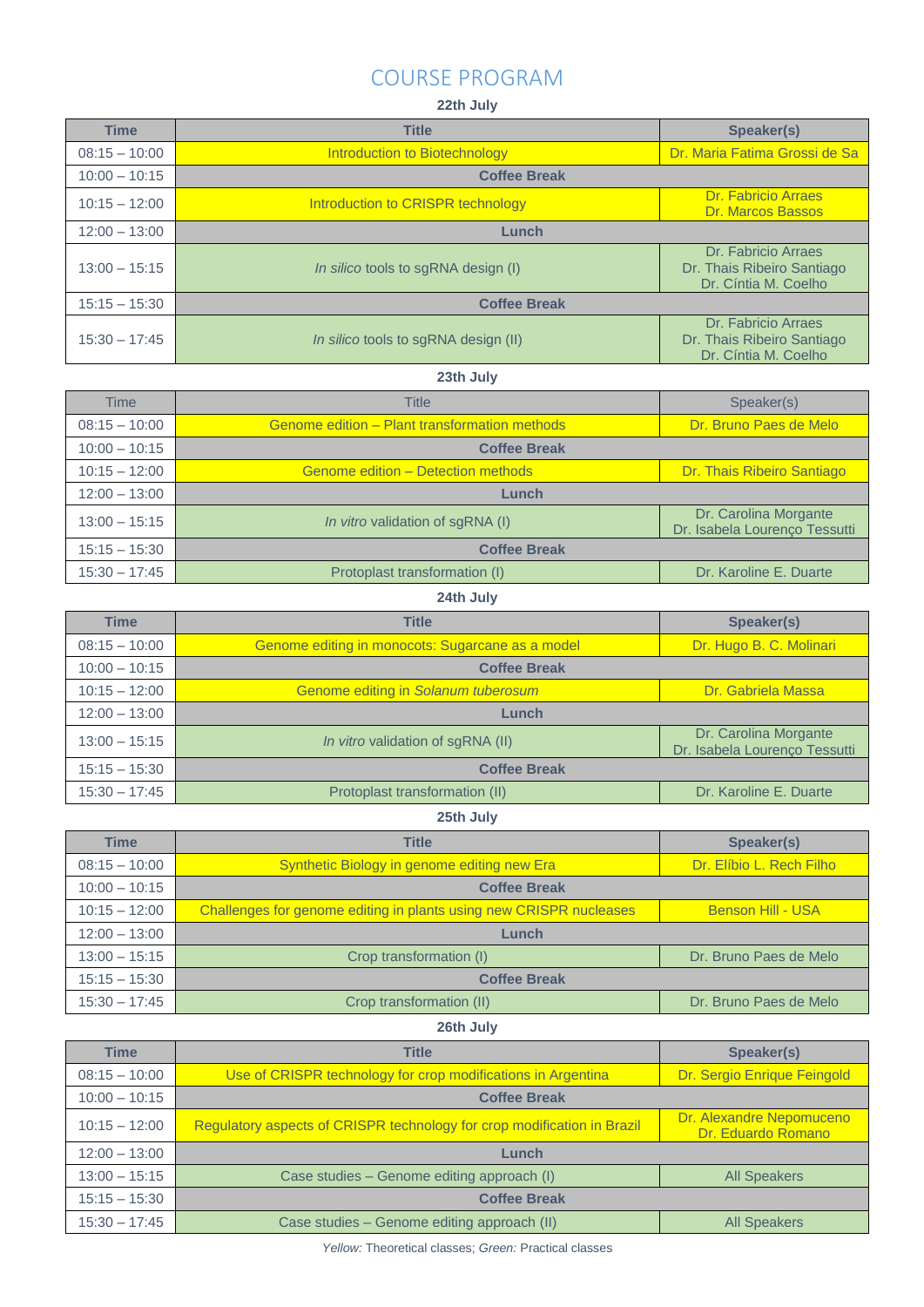# COURSE PROGRAM

**22th July**

| Time | Title | Speaker(s) |
|---|---|---|
| 08:15 – 10:00 | Introduction to Biotechnology | Dr. Maria Fatima Grossi de Sa |
| 10:00 – 10:15 | **Coffee Break** | |
| 10:15 – 12:00 | Introduction to CRISPR technology | Dr. Fabricio Arraes<br>Dr. Marcos Bassos |
| 12:00 – 13:00 | **Lunch** | |
| 13:00 – 15:15 | *In silico* tools to sgRNA design (I) | Dr. Fabricio Arraes<br>Dr. Thais Ribeiro Santiago<br>Dr. Cíntia M. Coelho |
| 15:15 – 15:30 | **Coffee Break** | |
| 15:30 – 17:45 | *In silico* tools to sgRNA design (II) | Dr. Fabricio Arraes<br>Dr. Thais Ribeiro Santiago<br>Dr. Cíntia M. Coelho |

**23th July**

| Time | Title | Speaker(s) |
|---|---|---|
| 08:15 – 10:00 | Genome edition – Plant transformation methods | Dr. Bruno Paes de Melo |
| 10:00 – 10:15 | **Coffee Break** | |
| 10:15 – 12:00 | Genome edition – Detection methods | Dr. Thais Ribeiro Santiago |
| 12:00 – 13:00 | **Lunch** | |
| 13:00 – 15:15 | *In vitro* validation of sgRNA (I) | Dr. Carolina Morgante<br>Dr. Isabela Lourenço Tessutti |
| 15:15 – 15:30 | **Coffee Break** | |
| 15:30 – 17:45 | Protoplast transformation (I) | Dr. Karoline E. Duarte |

**24th July**

| Time | Title | Speaker(s) |
|---|---|---|
| 08:15 – 10:00 | Genome editing in monocots: Sugarcane as a model | Dr. Hugo B. C. Molinari |
| 10:00 – 10:15 | **Coffee Break** | |
| 10:15 – 12:00 | Genome editing in *Solanum tuberosum* | Dr. Gabriela Massa |
| 12:00 – 13:00 | **Lunch** | |
| 13:00 – 15:15 | *In vitro* validation of sgRNA (II) | Dr. Carolina Morgante<br>Dr. Isabela Lourenço Tessutti |
| 15:15 – 15:30 | **Coffee Break** | |
| 15:30 – 17:45 | Protoplast transformation (II) | Dr. Karoline E. Duarte |

**25th July**

| Time | Title | Speaker(s) |
|---|---|---|
| 08:15 – 10:00 | Synthetic Biology in genome editing new Era | Dr. Elíbio L. Rech Filho |
| 10:00 – 10:15 | **Coffee Break** | |
| 10:15 – 12:00 | Challenges for genome editing in plants using new CRISPR nucleases | Benson Hill - USA |
| 12:00 – 13:00 | **Lunch** | |
| 13:00 – 15:15 | Crop transformation (I) | Dr. Bruno Paes de Melo |
| 15:15 – 15:30 | **Coffee Break** | |
| 15:30 – 17:45 | Crop transformation (II) | Dr. Bruno Paes de Melo |

**26th July**

| Time | Title | Speaker(s) |
|---|---|---|
| 08:15 – 10:00 | Use of CRISPR technology for crop modifications in Argentina | Dr. Sergio Enrique Feingold |
| 10:00 – 10:15 | **Coffee Break** | |
| 10:15 – 12:00 | Regulatory aspects of CRISPR technology for crop modification in Brazil | Dr. Alexandre Nepomuceno<br>Dr. Eduardo Romano |
| 12:00 – 13:00 | **Lunch** | |
| 13:00 – 15:15 | Case studies – Genome editing approach (I) | All Speakers |
| 15:15 – 15:30 | **Coffee Break** | |
| 15:30 – 17:45 | Case studies – Genome editing approach (II) | All Speakers |

*Yellow:* Theoretical classes; *Green:* Practical classes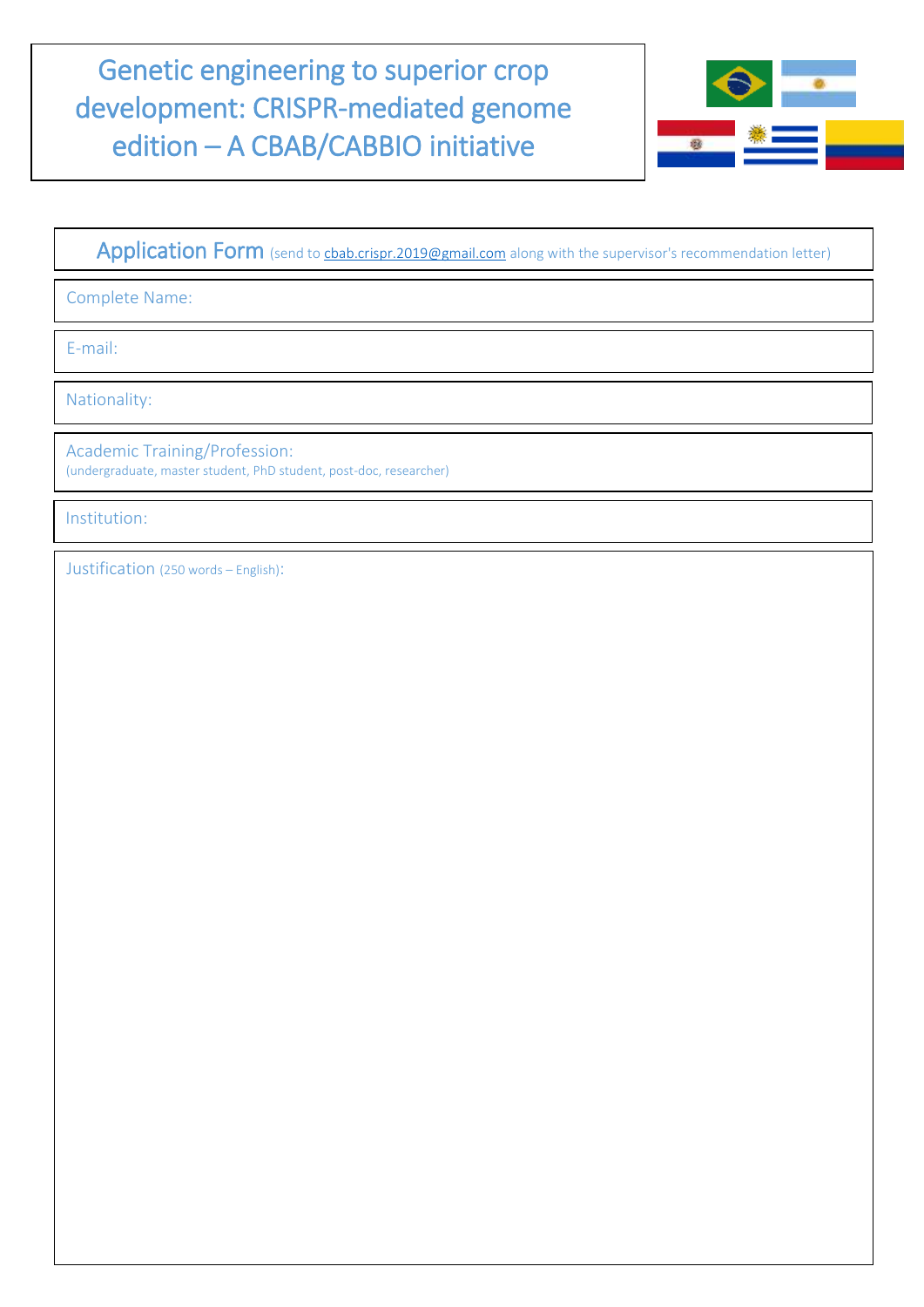# Genetic engineering to superior crop development: CRISPR-mediated genome edition – A CBAB/CABBIO initiative

## Application Form (send to cbab.crispr.2019@gmail.com along with the supervisor's recommendation letter)

Complete Name:

E-mail:

Nationality:

Academic Training/Profession:
(undergraduate, master student, PhD student, post-doc, researcher)

Institution:

Justification (250 words – English):